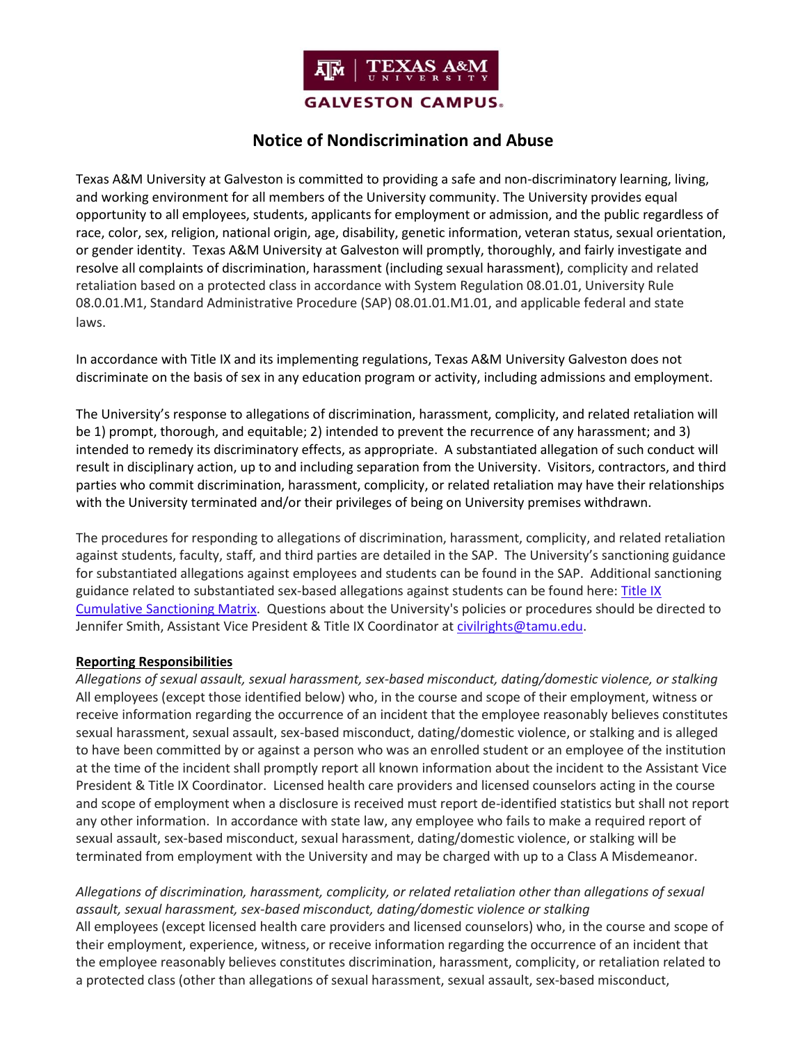TEXAS A&M UNIVERSITY

GALVESTON CAMPUS

# Notice of Nondiscrimination and Abuse

Texas A&M University at Galveston is committed to providing a safe and non-discriminatory learning, living, and working environment for all members of the University community. The University provides equal opportunity to all employees, students, applicants for employment or admission, and the public regardless of race, color, sex, religion, national origin, age, disability, genetic information, veteran status, sexual orientation, or gender identity. Texas A&M University at Galveston will promptly, thoroughly, and fairly investigate and resolve all complaints of discrimination, harassment (including sexual harassment), complicity and related retaliation based on a protected class in accordance with System Regulation 08.01.01, University Rule 08.0.01.M1, Standard Administrative Procedure (SAP) 08.01.01.M1.01, and applicable federal and state laws.

In accordance with Title IX and its implementing regulations, Texas A&M University Galveston does not discriminate on the basis of sex in any education program or activity, including admissions and employment.

The University's response to allegations of discrimination, harassment, complicity, and related retaliation will be 1) prompt, thorough, and equitable; 2) intended to prevent the recurrence of any harassment; and 3) intended to remedy its discriminatory effects, as appropriate. A substantiated allegation of such conduct will result in disciplinary action, up to and including separation from the University. Visitors, contractors, and third parties who commit discrimination, harassment, complicity, or related retaliation may have their relationships with the University terminated and/or their privileges of being on University premises withdrawn.

The procedures for responding to allegations of discrimination, harassment, complicity, and related retaliation against students, faculty, staff, and third parties are detailed in the SAP. The University's sanctioning guidance for substantiated allegations against employees and students can be found in the SAP. Additional sanctioning guidance related to substantiated sex-based allegations against students can be found here: [Title IX Cumulative Sanctioning Matrix](). Questions about the University's policies or procedures should be directed to Jennifer Smith, Assistant Vice President & Title IX Coordinator at [civilrights@tamu.edu]().

**Reporting Responsibilities**

*Allegations of sexual assault, sexual harassment, sex-based misconduct, dating/domestic violence, or stalking*

All employees (except those identified below) who, in the course and scope of their employment, witness or receive information regarding the occurrence of an incident that the employee reasonably believes constitutes sexual harassment, sexual assault, sex-based misconduct, dating/domestic violence, or stalking and is alleged to have been committed by or against a person who was an enrolled student or an employee of the institution at the time of the incident shall promptly report all known information about the incident to the Assistant Vice President & Title IX Coordinator. Licensed health care providers and licensed counselors acting in the course and scope of employment when a disclosure is received must report de-identified statistics but shall not report any other information. In accordance with state law, any employee who fails to make a required report of sexual assault, sex-based misconduct, sexual harassment, dating/domestic violence, or stalking will be terminated from employment with the University and may be charged with up to a Class A Misdemeanor.

*Allegations of discrimination, harassment, complicity, or related retaliation other than allegations of sexual assault, sexual harassment, sex-based misconduct, dating/domestic violence or stalking*

All employees (except licensed health care providers and licensed counselors) who, in the course and scope of their employment, experience, witness, or receive information regarding the occurrence of an incident that the employee reasonably believes constitutes discrimination, harassment, complicity, or retaliation related to a protected class (other than allegations of sexual harassment, sexual assault, sex-based misconduct,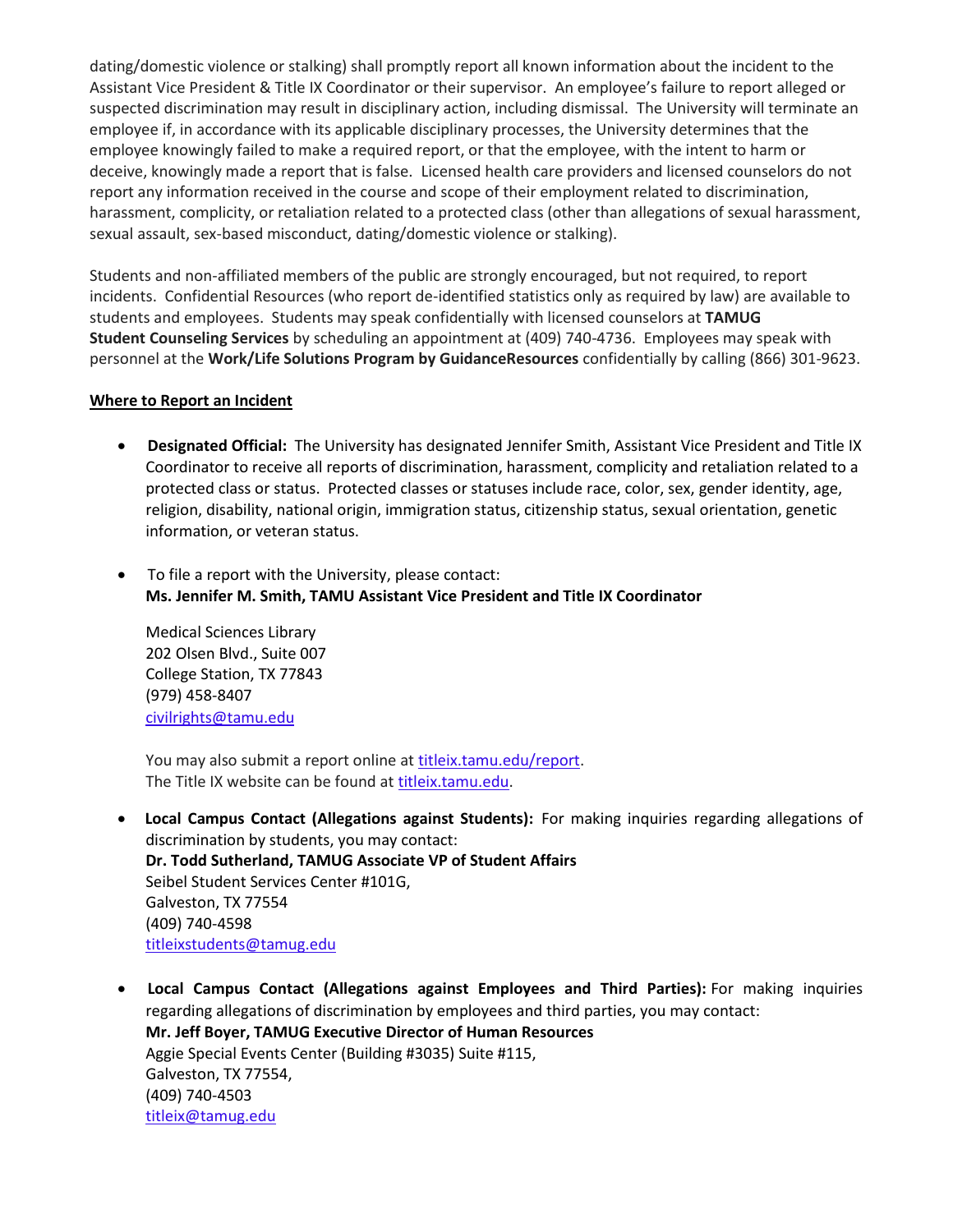dating/domestic violence or stalking) shall promptly report all known information about the incident to the Assistant Vice President & Title IX Coordinator or their supervisor. An employee's failure to report alleged or suspected discrimination may result in disciplinary action, including dismissal. The University will terminate an employee if, in accordance with its applicable disciplinary processes, the University determines that the employee knowingly failed to make a required report, or that the employee, with the intent to harm or deceive, knowingly made a report that is false. Licensed health care providers and licensed counselors do not report any information received in the course and scope of their employment related to discrimination, harassment, complicity, or retaliation related to a protected class (other than allegations of sexual harassment, sexual assault, sex-based misconduct, dating/domestic violence or stalking).

Students and non-affiliated members of the public are strongly encouraged, but not required, to report incidents. Confidential Resources (who report de-identified statistics only as required by law) are available to students and employees. Students may speak confidentially with licensed counselors at **TAMUG Student Counseling Services** by scheduling an appointment at (409) 740-4736. Employees may speak with personnel at the **Work/Life Solutions Program by GuidanceResources** confidentially by calling (866) 301-9623.

**Where to Report an Incident**

- **Designated Official:** The University has designated Jennifer Smith, Assistant Vice President and Title IX Coordinator to receive all reports of discrimination, harassment, complicity and retaliation related to a protected class or status. Protected classes or statuses include race, color, sex, gender identity, age, religion, disability, national origin, immigration status, citizenship status, sexual orientation, genetic information, or veteran status.

- To file a report with the University, please contact:
  **Ms. Jennifer M. Smith, TAMU Assistant Vice President and Title IX Coordinator**

  Medical Sciences Library
  202 Olsen Blvd., Suite 007
  College Station, TX 77843
  (979) 458-8407
  civilrights@tamu.edu

  You may also submit a report online at titleix.tamu.edu/report.
  The Title IX website can be found at titleix.tamu.edu.

- **Local Campus Contact (Allegations against Students):** For making inquiries regarding allegations of discrimination by students, you may contact:
  **Dr. Todd Sutherland, TAMUG Associate VP of Student Affairs**
  Seibel Student Services Center #101G,
  Galveston, TX 77554
  (409) 740-4598
  titleixstudents@tamug.edu

- **Local Campus Contact (Allegations against Employees and Third Parties):** For making inquiries regarding allegations of discrimination by employees and third parties, you may contact:
  **Mr. Jeff Boyer, TAMUG Executive Director of Human Resources**
  Aggie Special Events Center (Building #3035) Suite #115,
  Galveston, TX 77554,
  (409) 740-4503
  titleix@tamug.edu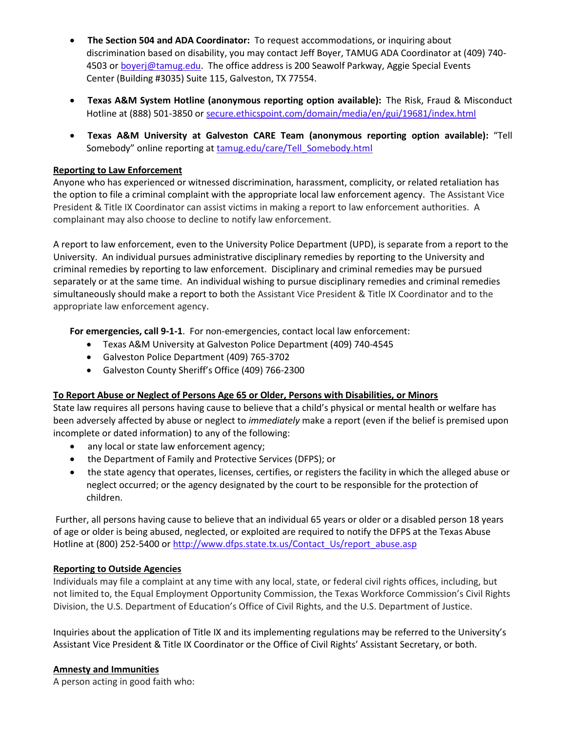- **The Section 504 and ADA Coordinator:** To request accommodations, or inquiring about discrimination based on disability, you may contact Jeff Boyer, TAMUG ADA Coordinator at (409) 740-4503 or boyerj@tamug.edu. The office address is 200 Seawolf Parkway, Aggie Special Events Center (Building #3035) Suite 115, Galveston, TX 77554.
- **Texas A&M System Hotline (anonymous reporting option available):** The Risk, Fraud & Misconduct Hotline at (888) 501-3850 or secure.ethicspoint.com/domain/media/en/gui/19681/index.html
- **Texas A&M University at Galveston CARE Team (anonymous reporting option available):** "Tell Somebody" online reporting at tamug.edu/care/Tell_Somebody.html

**Reporting to Law Enforcement**

Anyone who has experienced or witnessed discrimination, harassment, complicity, or related retaliation has the option to file a criminal complaint with the appropriate local law enforcement agency. The Assistant Vice President & Title IX Coordinator can assist victims in making a report to law enforcement authorities. A complainant may also choose to decline to notify law enforcement.

A report to law enforcement, even to the University Police Department (UPD), is separate from a report to the University. An individual pursues administrative disciplinary remedies by reporting to the University and criminal remedies by reporting to law enforcement. Disciplinary and criminal remedies may be pursued separately or at the same time. An individual wishing to pursue disciplinary remedies and criminal remedies simultaneously should make a report to both the Assistant Vice President & Title IX Coordinator and to the appropriate law enforcement agency.

**For emergencies, call 9-1-1**. For non-emergencies, contact local law enforcement:

- Texas A&M University at Galveston Police Department (409) 740-4545
- Galveston Police Department (409) 765-3702
- Galveston County Sheriff's Office (409) 766-2300

**To Report Abuse or Neglect of Persons Age 65 or Older, Persons with Disabilities, or Minors**

State law requires all persons having cause to believe that a child's physical or mental health or welfare has been adversely affected by abuse or neglect to *immediately* make a report (even if the belief is premised upon incomplete or dated information) to any of the following:

- any local or state law enforcement agency;
- the Department of Family and Protective Services (DFPS); or
- the state agency that operates, licenses, certifies, or registers the facility in which the alleged abuse or neglect occurred; or the agency designated by the court to be responsible for the protection of children.

Further, all persons having cause to believe that an individual 65 years or older or a disabled person 18 years of age or older is being abused, neglected, or exploited are required to notify the DFPS at the Texas Abuse Hotline at (800) 252-5400 or http://www.dfps.state.tx.us/Contact_Us/report_abuse.asp

**Reporting to Outside Agencies**

Individuals may file a complaint at any time with any local, state, or federal civil rights offices, including, but not limited to, the Equal Employment Opportunity Commission, the Texas Workforce Commission's Civil Rights Division, the U.S. Department of Education's Office of Civil Rights, and the U.S. Department of Justice.

Inquiries about the application of Title IX and its implementing regulations may be referred to the University's Assistant Vice President & Title IX Coordinator or the Office of Civil Rights' Assistant Secretary, or both.

**Amnesty and Immunities**

A person acting in good faith who: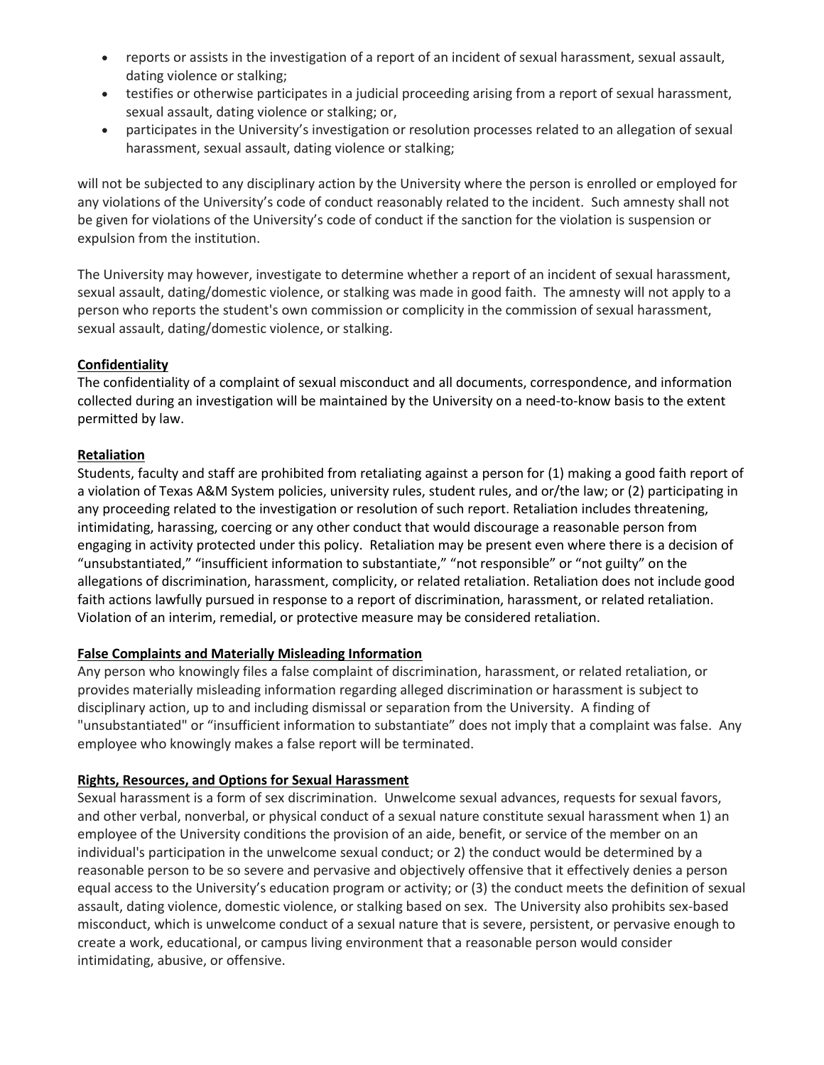- reports or assists in the investigation of a report of an incident of sexual harassment, sexual assault, dating violence or stalking;
- testifies or otherwise participates in a judicial proceeding arising from a report of sexual harassment, sexual assault, dating violence or stalking; or,
- participates in the University's investigation or resolution processes related to an allegation of sexual harassment, sexual assault, dating violence or stalking;

will not be subjected to any disciplinary action by the University where the person is enrolled or employed for any violations of the University's code of conduct reasonably related to the incident. Such amnesty shall not be given for violations of the University's code of conduct if the sanction for the violation is suspension or expulsion from the institution.

The University may however, investigate to determine whether a report of an incident of sexual harassment, sexual assault, dating/domestic violence, or stalking was made in good faith. The amnesty will not apply to a person who reports the student's own commission or complicity in the commission of sexual harassment, sexual assault, dating/domestic violence, or stalking.

**Confidentiality**

The confidentiality of a complaint of sexual misconduct and all documents, correspondence, and information collected during an investigation will be maintained by the University on a need-to-know basis to the extent permitted by law.

**Retaliation**

Students, faculty and staff are prohibited from retaliating against a person for (1) making a good faith report of a violation of Texas A&M System policies, university rules, student rules, and or/the law; or (2) participating in any proceeding related to the investigation or resolution of such report. Retaliation includes threatening, intimidating, harassing, coercing or any other conduct that would discourage a reasonable person from engaging in activity protected under this policy. Retaliation may be present even where there is a decision of "unsubstantiated," "insufficient information to substantiate," "not responsible" or "not guilty" on the allegations of discrimination, harassment, complicity, or related retaliation. Retaliation does not include good faith actions lawfully pursued in response to a report of discrimination, harassment, or related retaliation. Violation of an interim, remedial, or protective measure may be considered retaliation.

**False Complaints and Materially Misleading Information**

Any person who knowingly files a false complaint of discrimination, harassment, or related retaliation, or provides materially misleading information regarding alleged discrimination or harassment is subject to disciplinary action, up to and including dismissal or separation from the University. A finding of "unsubstantiated" or "insufficient information to substantiate" does not imply that a complaint was false. Any employee who knowingly makes a false report will be terminated.

**Rights, Resources, and Options for Sexual Harassment**

Sexual harassment is a form of sex discrimination. Unwelcome sexual advances, requests for sexual favors, and other verbal, nonverbal, or physical conduct of a sexual nature constitute sexual harassment when 1) an employee of the University conditions the provision of an aide, benefit, or service of the member on an individual's participation in the unwelcome sexual conduct; or 2) the conduct would be determined by a reasonable person to be so severe and pervasive and objectively offensive that it effectively denies a person equal access to the University's education program or activity; or (3) the conduct meets the definition of sexual assault, dating violence, domestic violence, or stalking based on sex. The University also prohibits sex-based misconduct, which is unwelcome conduct of a sexual nature that is severe, persistent, or pervasive enough to create a work, educational, or campus living environment that a reasonable person would consider intimidating, abusive, or offensive.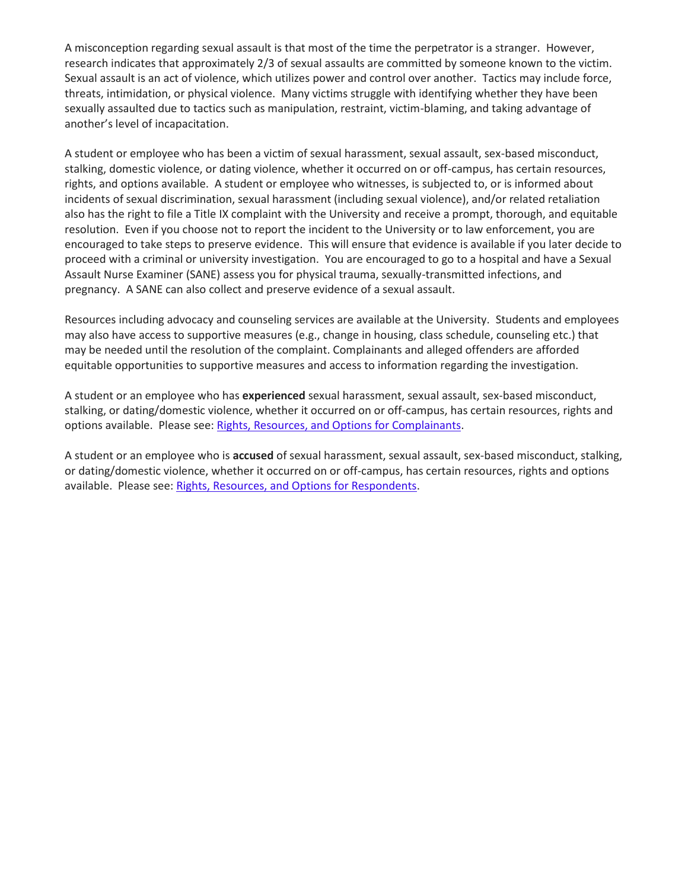A misconception regarding sexual assault is that most of the time the perpetrator is a stranger. However, research indicates that approximately 2/3 of sexual assaults are committed by someone known to the victim. Sexual assault is an act of violence, which utilizes power and control over another. Tactics may include force, threats, intimidation, or physical violence. Many victims struggle with identifying whether they have been sexually assaulted due to tactics such as manipulation, restraint, victim-blaming, and taking advantage of another's level of incapacitation.

A student or employee who has been a victim of sexual harassment, sexual assault, sex-based misconduct, stalking, domestic violence, or dating violence, whether it occurred on or off-campus, has certain resources, rights, and options available. A student or employee who witnesses, is subjected to, or is informed about incidents of sexual discrimination, sexual harassment (including sexual violence), and/or related retaliation also has the right to file a Title IX complaint with the University and receive a prompt, thorough, and equitable resolution. Even if you choose not to report the incident to the University or to law enforcement, you are encouraged to take steps to preserve evidence. This will ensure that evidence is available if you later decide to proceed with a criminal or university investigation. You are encouraged to go to a hospital and have a Sexual Assault Nurse Examiner (SANE) assess you for physical trauma, sexually-transmitted infections, and pregnancy. A SANE can also collect and preserve evidence of a sexual assault.

Resources including advocacy and counseling services are available at the University. Students and employees may also have access to supportive measures (e.g., change in housing, class schedule, counseling etc.) that may be needed until the resolution of the complaint. Complainants and alleged offenders are afforded equitable opportunities to supportive measures and access to information regarding the investigation.

A student or an employee who has **experienced** sexual harassment, sexual assault, sex-based misconduct, stalking, or dating/domestic violence, whether it occurred on or off-campus, has certain resources, rights and options available. Please see: Rights, Resources, and Options for Complainants.

A student or an employee who is **accused** of sexual harassment, sexual assault, sex-based misconduct, stalking, or dating/domestic violence, whether it occurred on or off-campus, has certain resources, rights and options available. Please see: Rights, Resources, and Options for Respondents.